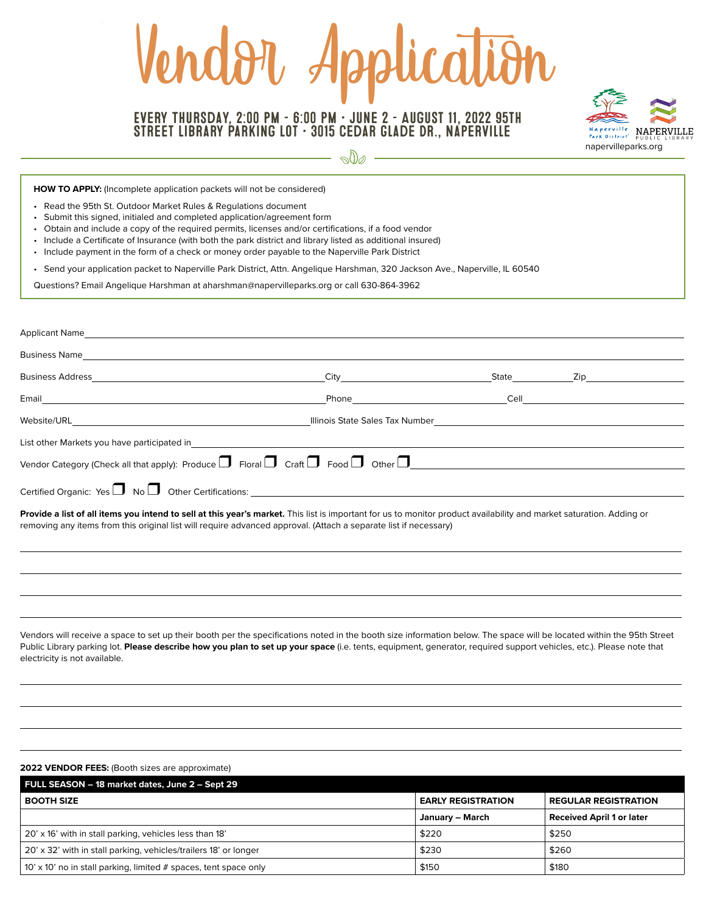# Vendor Application

## EVERY THURSDAY, 2:00 PM - 6:00 PM • JUNE 2 - AUGUST 11, 2022 95TH STREET LIBRARY PARKING LOT • 3015 CEDAR GLADE DR., NAPERVILLE

Naperville Park District · NAPERVILLE PUBLIC LIBRARY
napervilleparks.org

**HOW TO APPLY:** (Incomplete application packets will not be considered)

- Read the 95th St. Outdoor Market Rules & Regulations document
- Submit this signed, initialed and completed application/agreement form
- Obtain and include a copy of the required permits, licenses and/or certifications, if a food vendor
- Include a Certificate of Insurance (with both the park district and library listed as additional insured)
- Include payment in the form of a check or money order payable to the Naperville Park District
- Send your application packet to Naperville Park District, Attn. Angelique Harshman, 320 Jackson Ave., Naperville, IL 60540

Questions? Email Angelique Harshman at aharshman@napervilleparks.org or call 630-864-3962

Applicant Name ______________________________

Business Name ______________________________

Business Address ______________________ City ______________ State ________ Zip __________

Email ______________________ Phone ______________ Cell ______________

Website/URL ______________________ Illinois State Sales Tax Number ______________

List other Markets you have participated in ______________________________

Vendor Category (Check all that apply): Produce ☐ Floral ☐ Craft ☐ Food ☐ Other ☐ ______________

Certified Organic: Yes ☐ No ☐ Other Certifications: ______________

**Provide a list of all items you intend to sell at this year's market.** This list is important for us to monitor product availability and market saturation. Adding or removing any items from this original list will require advanced approval. (Attach a separate list if necessary)

______________________________

______________________________

______________________________

______________________________

Vendors will receive a space to set up their booth per the specifications noted in the booth size information below. The space will be located within the 95th Street Public Library parking lot. **Please describe how you plan to set up your space** (i.e. tents, equipment, generator, required support vehicles, etc.). Please note that electricity is not available.

______________________________

______________________________

______________________________

______________________________

**2022 VENDOR FEES:** (Booth sizes are approximate)

| FULL SEASON – 18 market dates, June 2 – Sept 29 | | |
|---|---|---|
| **BOOTH SIZE** | **EARLY REGISTRATION** | **REGULAR REGISTRATION** |
| | **January – March** | **Received April 1 or later** |
| 20' x 16' with in stall parking, vehicles less than 18' | $220 | $250 |
| 20' x 32' with in stall parking, vehicles/trailers 18' or longer | $230 | $260 |
| 10' x 10' no in stall parking, limited # spaces, tent space only | $150 | $180 |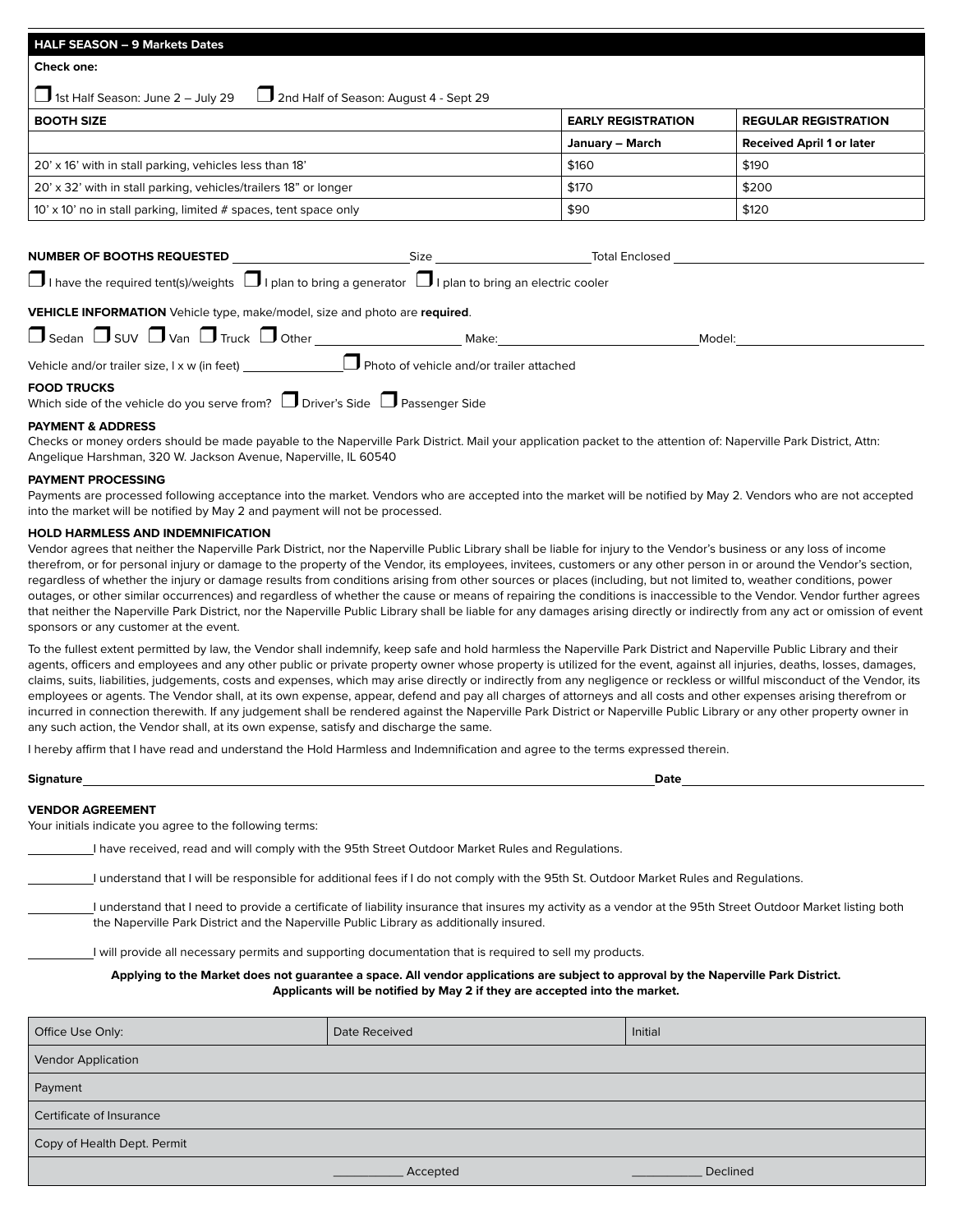| HALF SEASON – 9 Markets Dates | | |
|---|---|---|
| **Check one:** | | |
| ☐ 1st Half Season: June 2 – July 29 ☐ 2nd Half of Season: August 4 - Sept 29 | | |
| **BOOTH SIZE** | **EARLY REGISTRATION** | **REGULAR REGISTRATION** |
| | **January – March** | **Received April 1 or later** |
| 20' x 16' with in stall parking, vehicles less than 18' | $160 | $190 |
| 20' x 32' with in stall parking, vehicles/trailers 18" or longer | $170 | $200 |
| 10' x 10' no in stall parking, limited # spaces, tent space only | $90 | $120 |

**NUMBER OF BOOTHS REQUESTED** ____________ Size ____________ Total Enclosed ____________

☐ I have the required tent(s)/weights ☐ I plan to bring a generator ☐ I plan to bring an electric cooler

**VEHICLE INFORMATION** Vehicle type, make/model, size and photo are **required**.

☐ Sedan ☐ SUV ☐ Van ☐ Truck ☐ Other ____________ Make: ____________ Model: ____________

Vehicle and/or trailer size, l x w (in feet) ____________ ☐ Photo of vehicle and/or trailer attached

**FOOD TRUCKS**
Which side of the vehicle do you serve from? ☐ Driver's Side ☐ Passenger Side

**PAYMENT & ADDRESS**
Checks or money orders should be made payable to the Naperville Park District. Mail your application packet to the attention of: Naperville Park District, Attn: Angelique Harshman, 320 W. Jackson Avenue, Naperville, IL 60540

**PAYMENT PROCESSING**
Payments are processed following acceptance into the market. Vendors who are accepted into the market will be notified by May 2. Vendors who are not accepted into the market will be notified by May 2 and payment will not be processed.

**HOLD HARMLESS AND INDEMNIFICATION**
Vendor agrees that neither the Naperville Park District, nor the Naperville Public Library shall be liable for injury to the Vendor's business or any loss of income therefrom, or for personal injury or damage to the property of the Vendor, its employees, invitees, customers or any other person in or around the Vendor's section, regardless of whether the injury or damage results from conditions arising from other sources or places (including, but not limited to, weather conditions, power outages, or other similar occurrences) and regardless of whether the cause or means of repairing the conditions is inaccessible to the Vendor. Vendor further agrees that neither the Naperville Park District, nor the Naperville Public Library shall be liable for any damages arising directly or indirectly from any act or omission of event sponsors or any customer at the event.

To the fullest extent permitted by law, the Vendor shall indemnify, keep safe and hold harmless the Naperville Park District and Naperville Public Library and their agents, officers and employees and any other public or private property owner whose property is utilized for the event, against all injuries, deaths, losses, damages, claims, suits, liabilities, judgements, costs and expenses, which may arise directly or indirectly from any negligence or reckless or willful misconduct of the Vendor, its employees or agents. The Vendor shall, at its own expense, appear, defend and pay all charges of attorneys and all costs and other expenses arising therefrom or incurred in connection therewith. If any judgement shall be rendered against the Naperville Park District or Naperville Public Library or any other property owner in any such action, the Vendor shall, at its own expense, satisfy and discharge the same.

I hereby affirm that I have read and understand the Hold Harmless and Indemnification and agree to the terms expressed therein.

**Signature** ______________________________ **Date** ____________

**VENDOR AGREEMENT**
Your initials indicate you agree to the following terms:

_______ I have received, read and will comply with the 95th Street Outdoor Market Rules and Regulations.

_______ I understand that I will be responsible for additional fees if I do not comply with the 95th St. Outdoor Market Rules and Regulations.

_______ I understand that I need to provide a certificate of liability insurance that insures my activity as a vendor at the 95th Street Outdoor Market listing both the Naperville Park District and the Naperville Public Library as additionally insured.

_______ I will provide all necessary permits and supporting documentation that is required to sell my products.

**Applying to the Market does not guarantee a space. All vendor applications are subject to approval by the Naperville Park District. Applicants will be notified by May 2 if they are accepted into the market.**

| Office Use Only: | Date Received | Initial |
|---|---|---|
| Vendor Application | | |
| Payment | | |
| Certificate of Insurance | | |
| Copy of Health Dept. Permit | | |
| | _______ Accepted | _______ Declined |